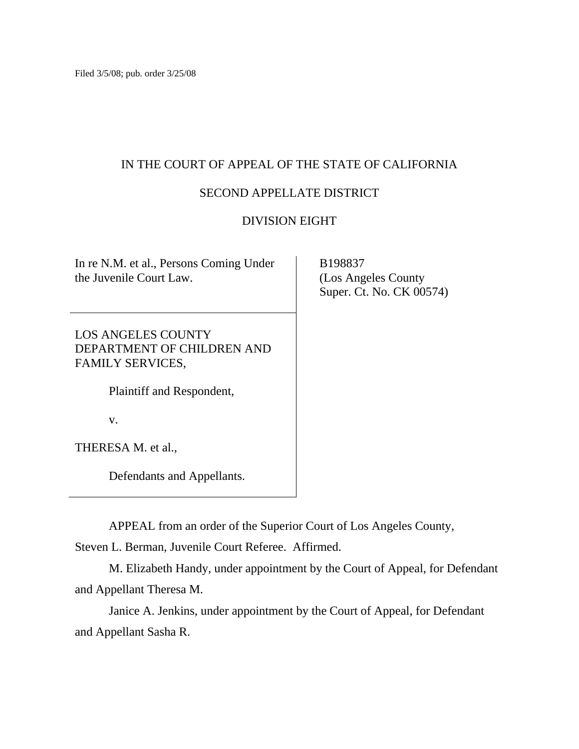Filed 3/5/08; pub. order 3/25/08

IN THE COURT OF APPEAL OF THE STATE OF CALIFORNIA

SECOND APPELLATE DISTRICT

DIVISION EIGHT

In re N.M. et al., Persons Coming Under the Juvenile Court Law.

B198837
(Los Angeles County
Super. Ct. No. CK 00574)

LOS ANGELES COUNTY DEPARTMENT OF CHILDREN AND FAMILY SERVICES,

Plaintiff and Respondent,

v.

THERESA M. et al.,

Defendants and Appellants.

APPEAL from an order of the Superior Court of Los Angeles County, Steven L. Berman, Juvenile Court Referee. Affirmed.

M. Elizabeth Handy, under appointment by the Court of Appeal, for Defendant and Appellant Theresa M.

Janice A. Jenkins, under appointment by the Court of Appeal, for Defendant and Appellant Sasha R.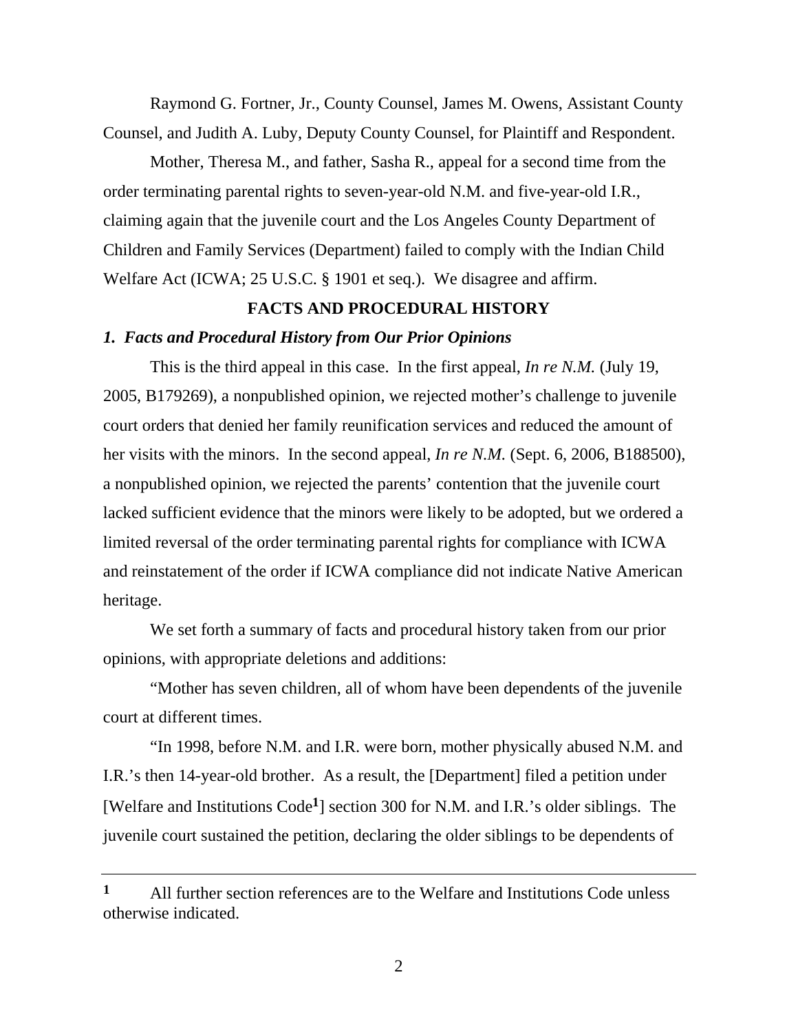Raymond G. Fortner, Jr., County Counsel, James M. Owens, Assistant County Counsel, and Judith A. Luby, Deputy County Counsel, for Plaintiff and Respondent.

Mother, Theresa M., and father, Sasha R., appeal for a second time from the order terminating parental rights to seven-year-old N.M. and five-year-old I.R., claiming again that the juvenile court and the Los Angeles County Department of Children and Family Services (Department) failed to comply with the Indian Child Welfare Act (ICWA; 25 U.S.C. § 1901 et seq.). We disagree and affirm.

## FACTS AND PROCEDURAL HISTORY

### *1. Facts and Procedural History from Our Prior Opinions*

This is the third appeal in this case. In the first appeal, *In re N.M.* (July 19, 2005, B179269), a nonpublished opinion, we rejected mother's challenge to juvenile court orders that denied her family reunification services and reduced the amount of her visits with the minors. In the second appeal, *In re N.M.* (Sept. 6, 2006, B188500), a nonpublished opinion, we rejected the parents' contention that the juvenile court lacked sufficient evidence that the minors were likely to be adopted, but we ordered a limited reversal of the order terminating parental rights for compliance with ICWA and reinstatement of the order if ICWA compliance did not indicate Native American heritage.

We set forth a summary of facts and procedural history taken from our prior opinions, with appropriate deletions and additions:

"Mother has seven children, all of whom have been dependents of the juvenile court at different times.

"In 1998, before N.M. and I.R. were born, mother physically abused N.M. and I.R.'s then 14-year-old brother. As a result, the [Department] filed a petition under [Welfare and Institutions Code[1]] section 300 for N.M. and I.R.'s older siblings. The juvenile court sustained the petition, declaring the older siblings to be dependents of

---

[1] All further section references are to the Welfare and Institutions Code unless otherwise indicated.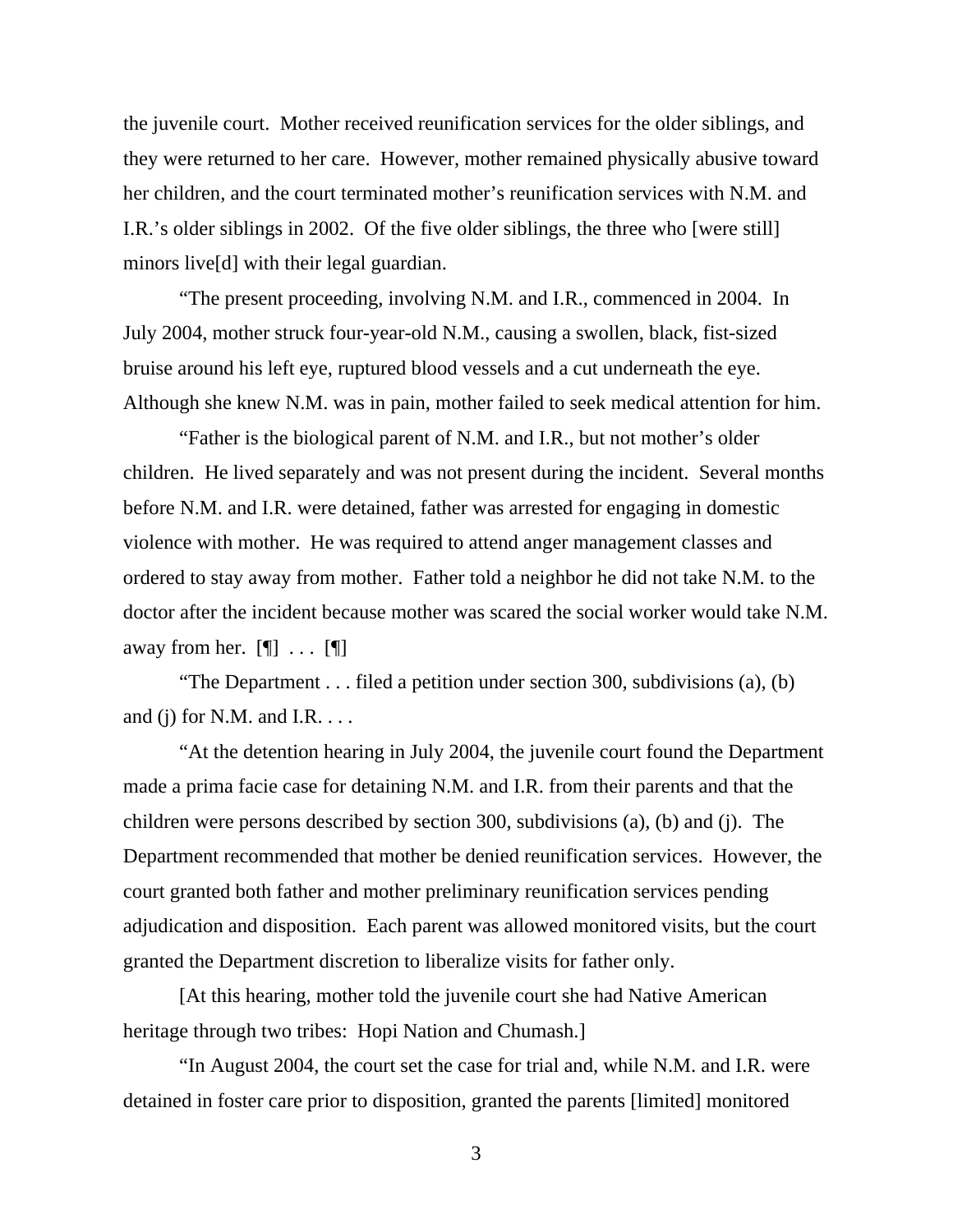the juvenile court. Mother received reunification services for the older siblings, and they were returned to her care. However, mother remained physically abusive toward her children, and the court terminated mother's reunification services with N.M. and I.R.'s older siblings in 2002. Of the five older siblings, the three who [were still] minors live[d] with their legal guardian.

"The present proceeding, involving N.M. and I.R., commenced in 2004. In July 2004, mother struck four-year-old N.M., causing a swollen, black, fist-sized bruise around his left eye, ruptured blood vessels and a cut underneath the eye. Although she knew N.M. was in pain, mother failed to seek medical attention for him.

"Father is the biological parent of N.M. and I.R., but not mother's older children. He lived separately and was not present during the incident. Several months before N.M. and I.R. were detained, father was arrested for engaging in domestic violence with mother. He was required to attend anger management classes and ordered to stay away from mother. Father told a neighbor he did not take N.M. to the doctor after the incident because mother was scared the social worker would take N.M. away from her. [¶] . . . [¶]

"The Department . . . filed a petition under section 300, subdivisions (a), (b) and (j) for N.M. and I.R. . . .

"At the detention hearing in July 2004, the juvenile court found the Department made a prima facie case for detaining N.M. and I.R. from their parents and that the children were persons described by section 300, subdivisions (a), (b) and (j). The Department recommended that mother be denied reunification services. However, the court granted both father and mother preliminary reunification services pending adjudication and disposition. Each parent was allowed monitored visits, but the court granted the Department discretion to liberalize visits for father only.

[At this hearing, mother told the juvenile court she had Native American heritage through two tribes: Hopi Nation and Chumash.]

"In August 2004, the court set the case for trial and, while N.M. and I.R. were detained in foster care prior to disposition, granted the parents [limited] monitored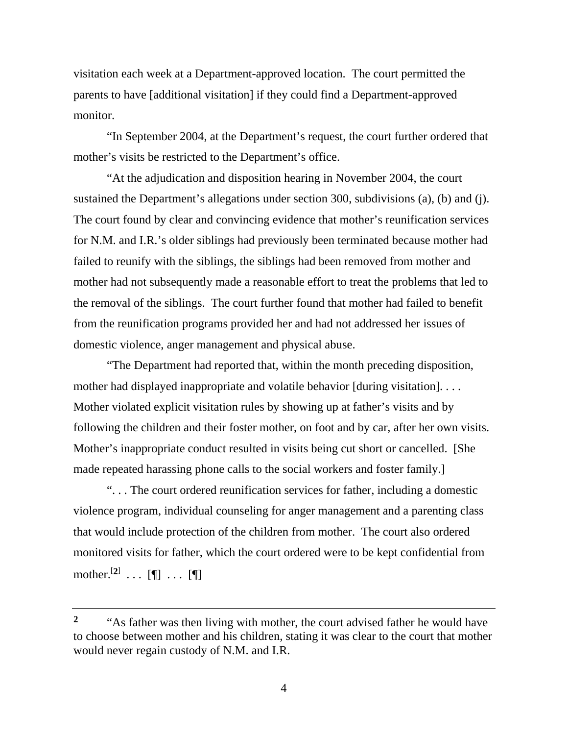visitation each week at a Department-approved location. The court permitted the parents to have [additional visitation] if they could find a Department-approved monitor.

"In September 2004, at the Department's request, the court further ordered that mother's visits be restricted to the Department's office.

"At the adjudication and disposition hearing in November 2004, the court sustained the Department's allegations under section 300, subdivisions (a), (b) and (j). The court found by clear and convincing evidence that mother's reunification services for N.M. and I.R.'s older siblings had previously been terminated because mother had failed to reunify with the siblings, the siblings had been removed from mother and mother had not subsequently made a reasonable effort to treat the problems that led to the removal of the siblings. The court further found that mother had failed to benefit from the reunification programs provided her and had not addressed her issues of domestic violence, anger management and physical abuse.

"The Department had reported that, within the month preceding disposition, mother had displayed inappropriate and volatile behavior [during visitation]. . . . Mother violated explicit visitation rules by showing up at father's visits and by following the children and their foster mother, on foot and by car, after her own visits. Mother's inappropriate conduct resulted in visits being cut short or cancelled. [She made repeated harassing phone calls to the social workers and foster family.]

". . . The court ordered reunification services for father, including a domestic violence program, individual counseling for anger management and a parenting class that would include protection of the children from mother. The court also ordered monitored visits for father, which the court ordered were to be kept confidential from mother.[2] . . . [¶] . . . [¶]

---

2 "As father was then living with mother, the court advised father he would have to choose between mother and his children, stating it was clear to the court that mother would never regain custody of N.M. and I.R.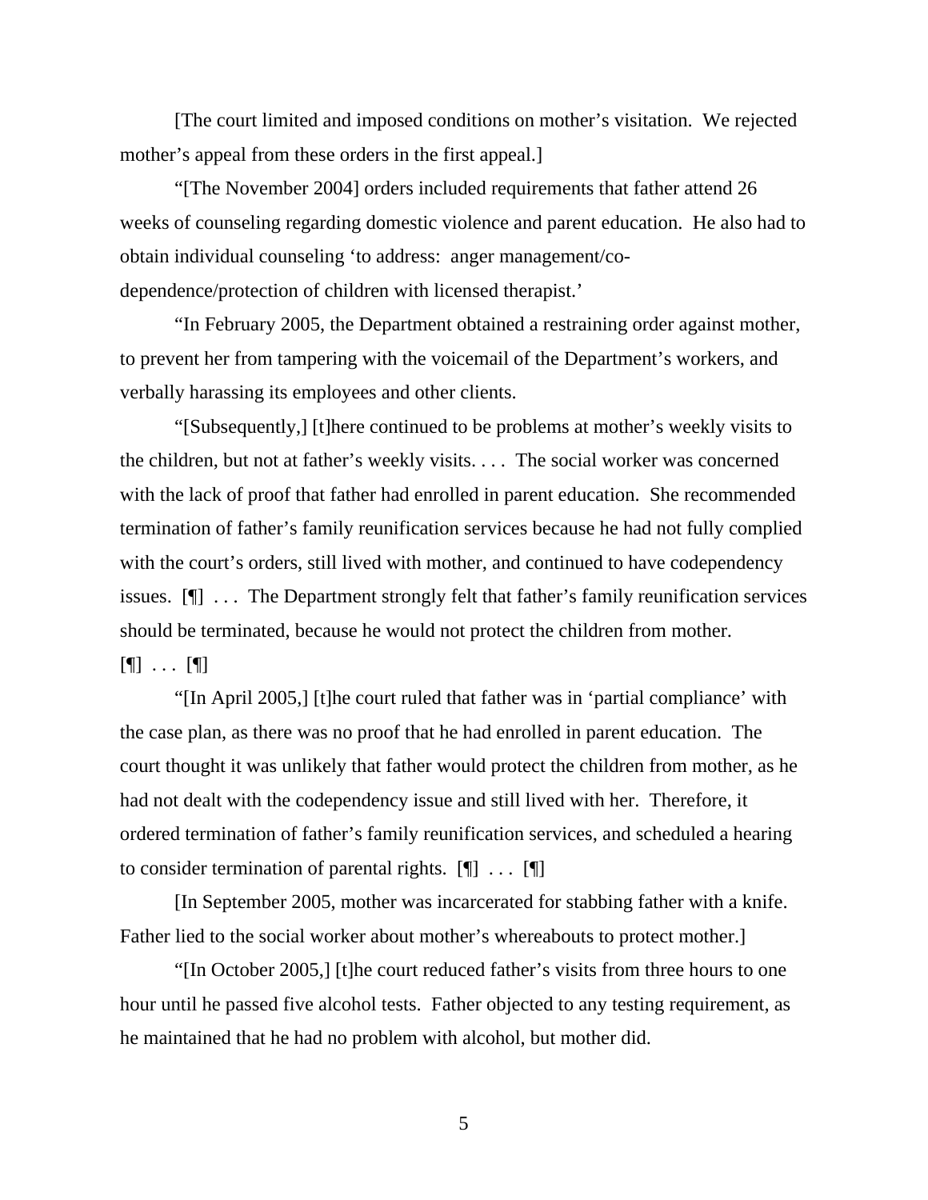[The court limited and imposed conditions on mother's visitation. We rejected mother's appeal from these orders in the first appeal.]

"[The November 2004] orders included requirements that father attend 26 weeks of counseling regarding domestic violence and parent education. He also had to obtain individual counseling 'to address: anger management/co-dependence/protection of children with licensed therapist.'

"In February 2005, the Department obtained a restraining order against mother, to prevent her from tampering with the voicemail of the Department's workers, and verbally harassing its employees and other clients.

"[Subsequently,] [t]here continued to be problems at mother's weekly visits to the children, but not at father's weekly visits. . . . The social worker was concerned with the lack of proof that father had enrolled in parent education. She recommended termination of father's family reunification services because he had not fully complied with the court's orders, still lived with mother, and continued to have codependency issues. [¶] . . . The Department strongly felt that father's family reunification services should be terminated, because he would not protect the children from mother. [¶] . . . [¶]

"[In April 2005,] [t]he court ruled that father was in 'partial compliance' with the case plan, as there was no proof that he had enrolled in parent education. The court thought it was unlikely that father would protect the children from mother, as he had not dealt with the codependency issue and still lived with her. Therefore, it ordered termination of father's family reunification services, and scheduled a hearing to consider termination of parental rights. [¶] . . . [¶]

[In September 2005, mother was incarcerated for stabbing father with a knife. Father lied to the social worker about mother's whereabouts to protect mother.]

"[In October 2005,] [t]he court reduced father's visits from three hours to one hour until he passed five alcohol tests. Father objected to any testing requirement, as he maintained that he had no problem with alcohol, but mother did.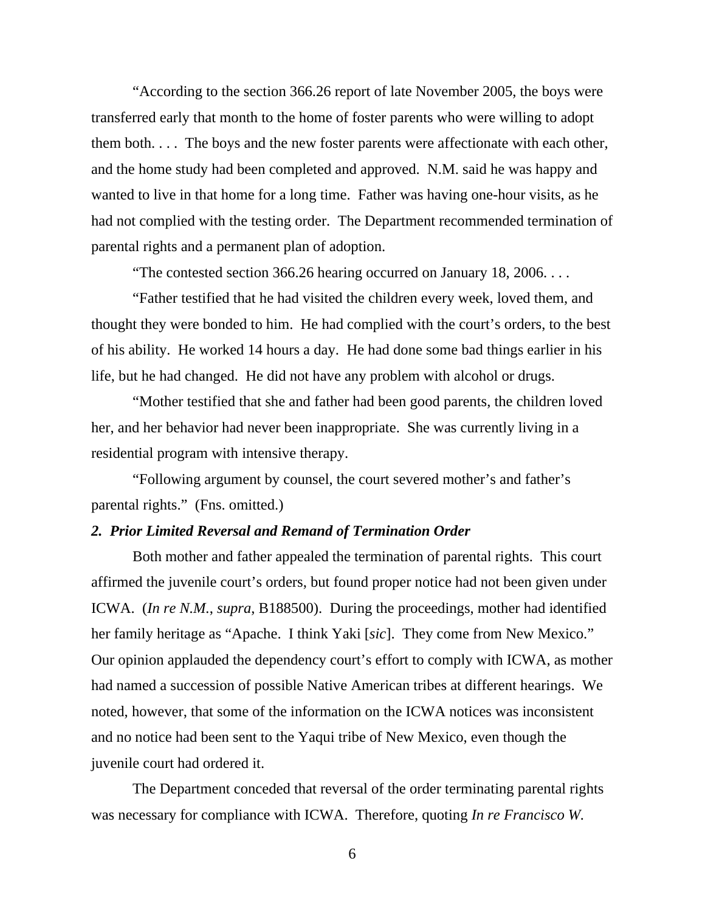"According to the section 366.26 report of late November 2005, the boys were transferred early that month to the home of foster parents who were willing to adopt them both. . . . The boys and the new foster parents were affectionate with each other, and the home study had been completed and approved. N.M. said he was happy and wanted to live in that home for a long time. Father was having one-hour visits, as he had not complied with the testing order. The Department recommended termination of parental rights and a permanent plan of adoption.

"The contested section 366.26 hearing occurred on January 18, 2006. . . .

"Father testified that he had visited the children every week, loved them, and thought they were bonded to him. He had complied with the court's orders, to the best of his ability. He worked 14 hours a day. He had done some bad things earlier in his life, but he had changed. He did not have any problem with alcohol or drugs.

"Mother testified that she and father had been good parents, the children loved her, and her behavior had never been inappropriate. She was currently living in a residential program with intensive therapy.

"Following argument by counsel, the court severed mother's and father's parental rights." (Fns. omitted.)

### *2. Prior Limited Reversal and Remand of Termination Order*

Both mother and father appealed the termination of parental rights. This court affirmed the juvenile court's orders, but found proper notice had not been given under ICWA. (*In re N.M., supra,* B188500). During the proceedings, mother had identified her family heritage as "Apache. I think Yaki [*sic*]. They come from New Mexico." Our opinion applauded the dependency court's effort to comply with ICWA, as mother had named a succession of possible Native American tribes at different hearings. We noted, however, that some of the information on the ICWA notices was inconsistent and no notice had been sent to the Yaqui tribe of New Mexico, even though the juvenile court had ordered it.

The Department conceded that reversal of the order terminating parental rights was necessary for compliance with ICWA. Therefore, quoting *In re Francisco W.*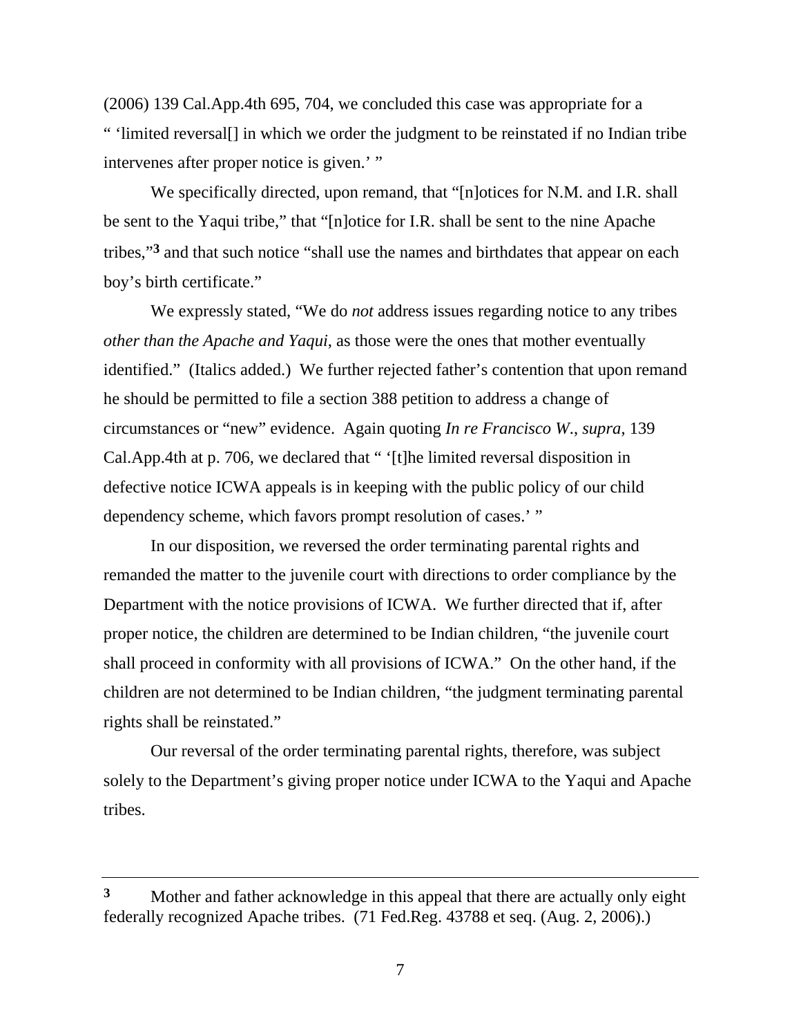(2006) 139 Cal.App.4th 695, 704, we concluded this case was appropriate for a " 'limited reversal[] in which we order the judgment to be reinstated if no Indian tribe intervenes after proper notice is given.' "

We specifically directed, upon remand, that "[n]otices for N.M. and I.R. shall be sent to the Yaqui tribe," that "[n]otice for I.R. shall be sent to the nine Apache tribes,"[3] and that such notice "shall use the names and birthdates that appear on each boy's birth certificate."

We expressly stated, "We do *not* address issues regarding notice to any tribes *other than the Apache and Yaqui*, as those were the ones that mother eventually identified." (Italics added.) We further rejected father's contention that upon remand he should be permitted to file a section 388 petition to address a change of circumstances or "new" evidence. Again quoting *In re Francisco W.*, *supra*, 139 Cal.App.4th at p. 706, we declared that " '[t]he limited reversal disposition in defective notice ICWA appeals is in keeping with the public policy of our child dependency scheme, which favors prompt resolution of cases.' "

In our disposition, we reversed the order terminating parental rights and remanded the matter to the juvenile court with directions to order compliance by the Department with the notice provisions of ICWA. We further directed that if, after proper notice, the children are determined to be Indian children, "the juvenile court shall proceed in conformity with all provisions of ICWA." On the other hand, if the children are not determined to be Indian children, "the judgment terminating parental rights shall be reinstated."

Our reversal of the order terminating parental rights, therefore, was subject solely to the Department's giving proper notice under ICWA to the Yaqui and Apache tribes.

---

[3] Mother and father acknowledge in this appeal that there are actually only eight federally recognized Apache tribes. (71 Fed.Reg. 43788 et seq. (Aug. 2, 2006).)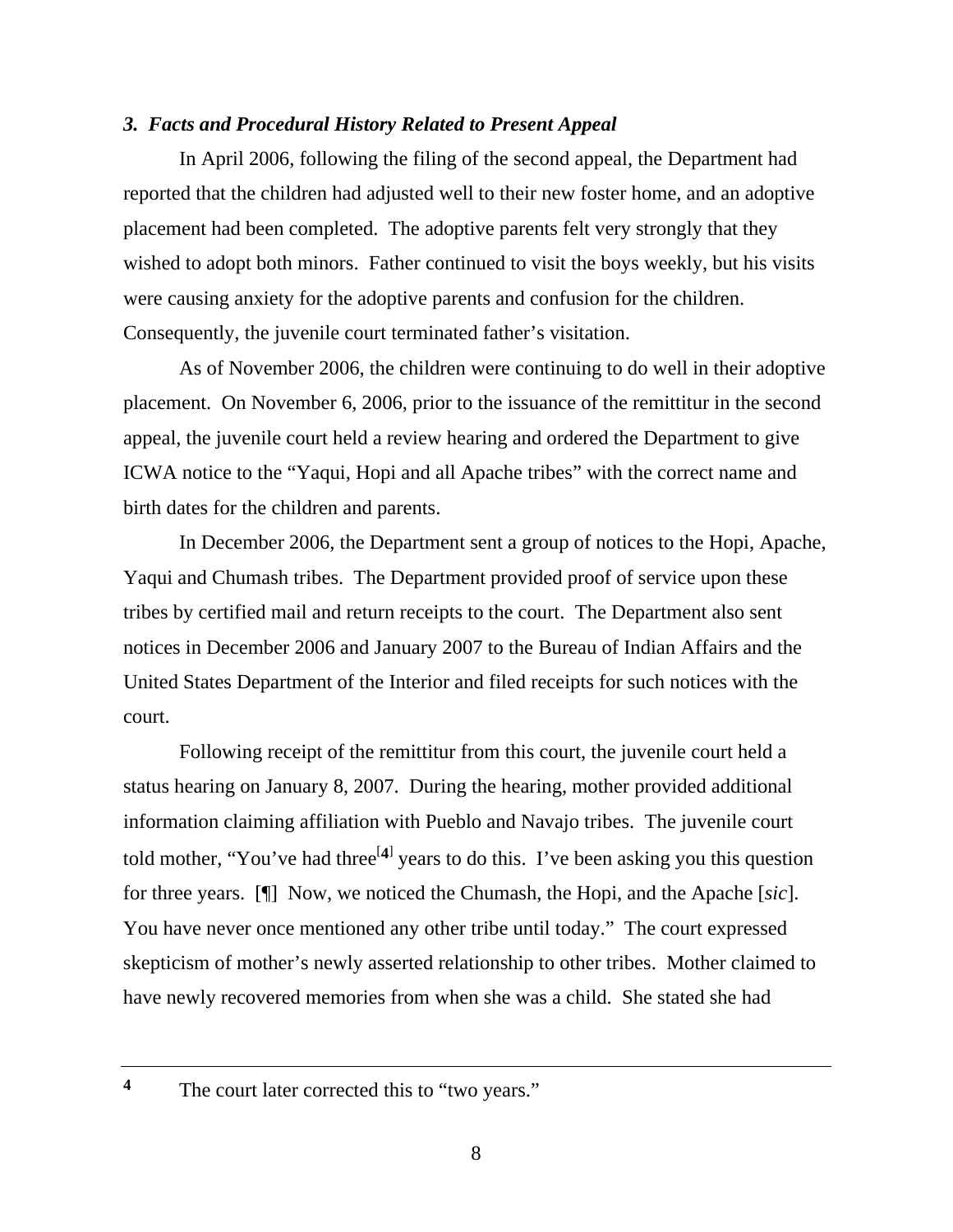### *3. Facts and Procedural History Related to Present Appeal*

In April 2006, following the filing of the second appeal, the Department had reported that the children had adjusted well to their new foster home, and an adoptive placement had been completed. The adoptive parents felt very strongly that they wished to adopt both minors. Father continued to visit the boys weekly, but his visits were causing anxiety for the adoptive parents and confusion for the children. Consequently, the juvenile court terminated father's visitation.

As of November 2006, the children were continuing to do well in their adoptive placement. On November 6, 2006, prior to the issuance of the remittitur in the second appeal, the juvenile court held a review hearing and ordered the Department to give ICWA notice to the "Yaqui, Hopi and all Apache tribes" with the correct name and birth dates for the children and parents.

In December 2006, the Department sent a group of notices to the Hopi, Apache, Yaqui and Chumash tribes. The Department provided proof of service upon these tribes by certified mail and return receipts to the court. The Department also sent notices in December 2006 and January 2007 to the Bureau of Indian Affairs and the United States Department of the Interior and filed receipts for such notices with the court.

Following receipt of the remittitur from this court, the juvenile court held a status hearing on January 8, 2007. During the hearing, mother provided additional information claiming affiliation with Pueblo and Navajo tribes. The juvenile court told mother, "You've had three[4] years to do this. I've been asking you this question for three years. [¶] Now, we noticed the Chumash, the Hopi, and the Apache [*sic*]. You have never once mentioned any other tribe until today." The court expressed skepticism of mother's newly asserted relationship to other tribes. Mother claimed to have newly recovered memories from when she was a child. She stated she had

---

4 The court later corrected this to "two years."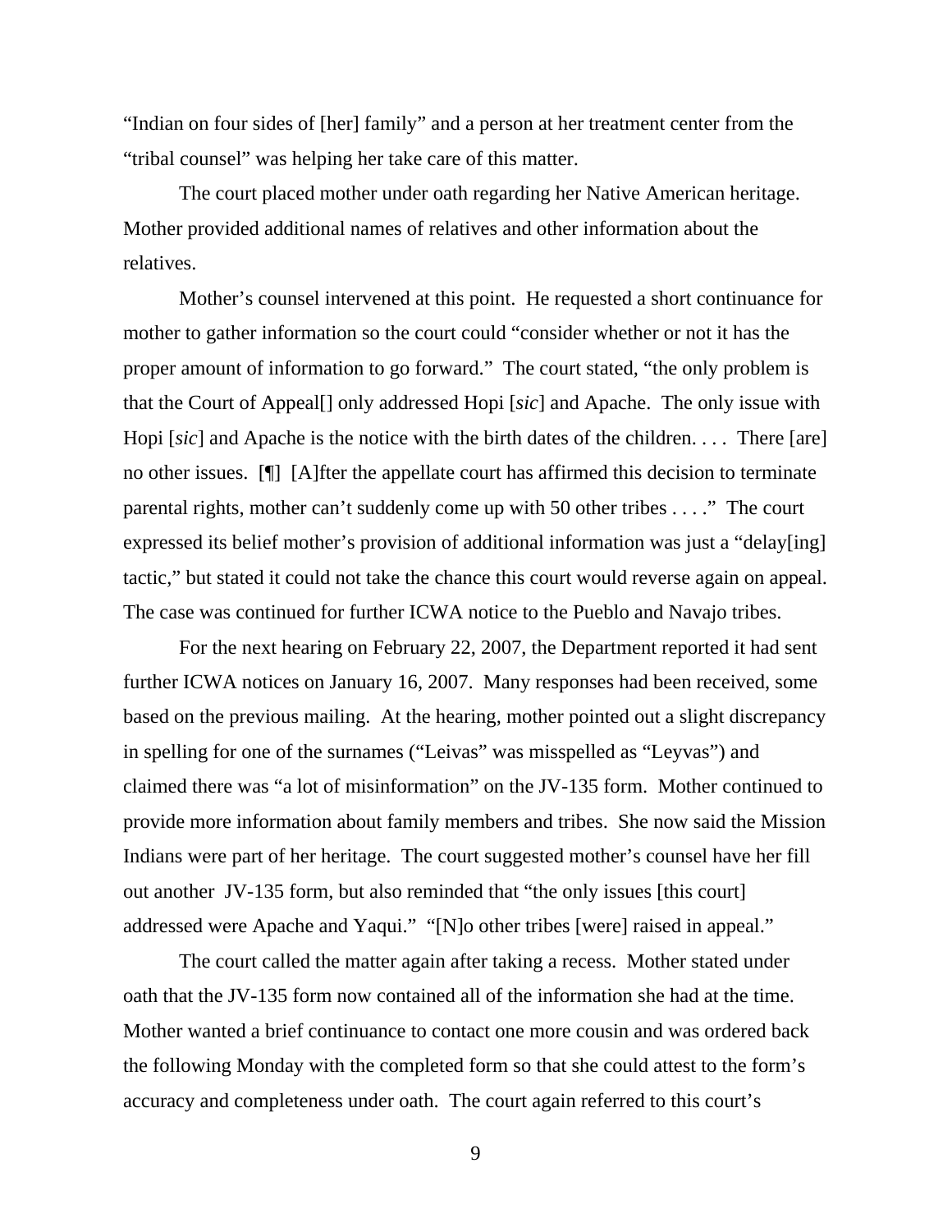"Indian on four sides of [her] family" and a person at her treatment center from the "tribal counsel" was helping her take care of this matter.

The court placed mother under oath regarding her Native American heritage. Mother provided additional names of relatives and other information about the relatives.

Mother's counsel intervened at this point. He requested a short continuance for mother to gather information so the court could "consider whether or not it has the proper amount of information to go forward." The court stated, "the only problem is that the Court of Appeal[] only addressed Hopi [*sic*] and Apache. The only issue with Hopi [*sic*] and Apache is the notice with the birth dates of the children. . . . There [are] no other issues. [¶] [A]fter the appellate court has affirmed this decision to terminate parental rights, mother can't suddenly come up with 50 other tribes . . . ." The court expressed its belief mother's provision of additional information was just a "delay[ing] tactic," but stated it could not take the chance this court would reverse again on appeal. The case was continued for further ICWA notice to the Pueblo and Navajo tribes.

For the next hearing on February 22, 2007, the Department reported it had sent further ICWA notices on January 16, 2007. Many responses had been received, some based on the previous mailing. At the hearing, mother pointed out a slight discrepancy in spelling for one of the surnames ("Leivas" was misspelled as "Leyvas") and claimed there was "a lot of misinformation" on the JV-135 form. Mother continued to provide more information about family members and tribes. She now said the Mission Indians were part of her heritage. The court suggested mother's counsel have her fill out another JV-135 form, but also reminded that "the only issues [this court] addressed were Apache and Yaqui." "[N]o other tribes [were] raised in appeal."

The court called the matter again after taking a recess. Mother stated under oath that the JV-135 form now contained all of the information she had at the time. Mother wanted a brief continuance to contact one more cousin and was ordered back the following Monday with the completed form so that she could attest to the form's accuracy and completeness under oath. The court again referred to this court's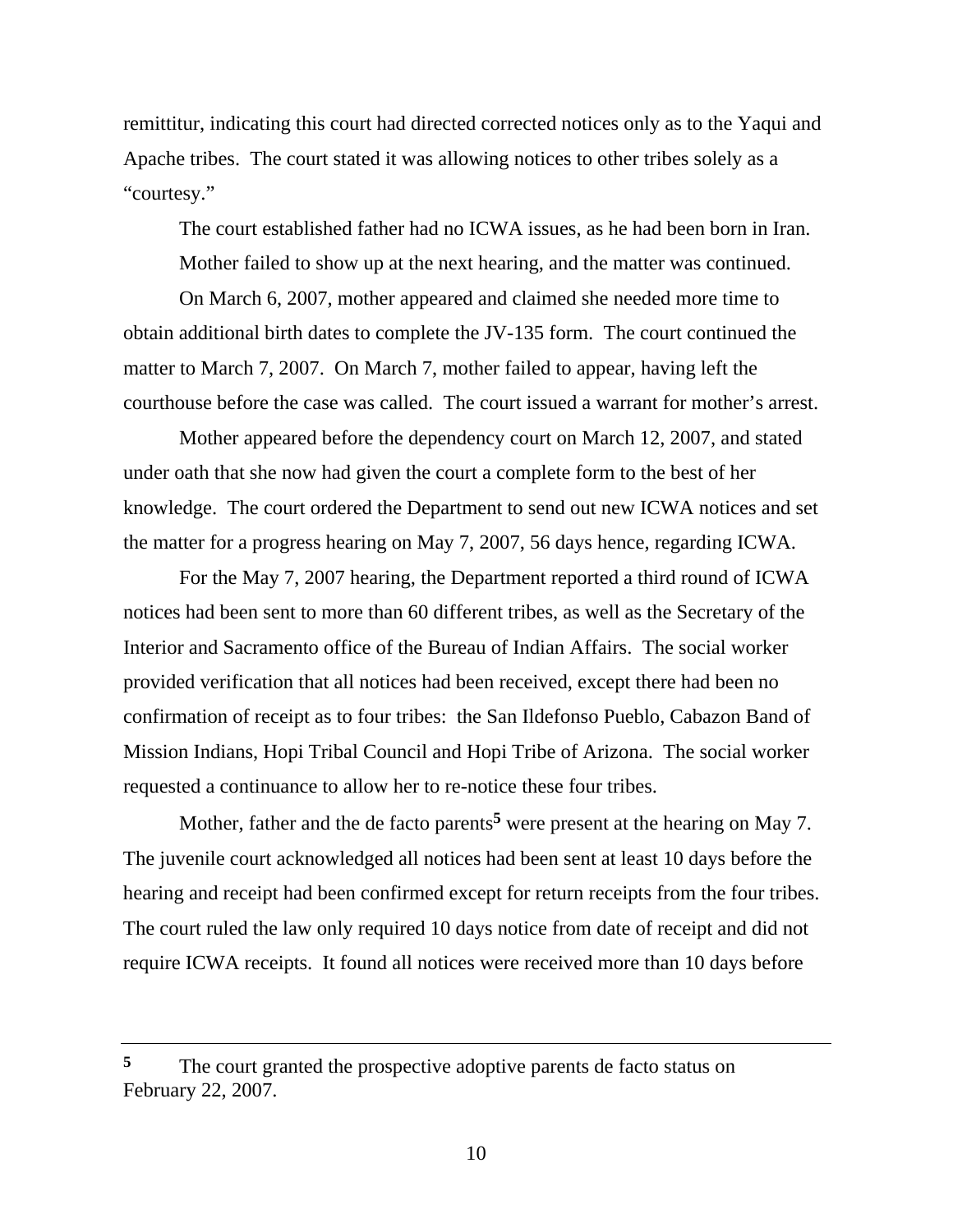remittitur, indicating this court had directed corrected notices only as to the Yaqui and Apache tribes. The court stated it was allowing notices to other tribes solely as a "courtesy."

The court established father had no ICWA issues, as he had been born in Iran.

Mother failed to show up at the next hearing, and the matter was continued.

On March 6, 2007, mother appeared and claimed she needed more time to obtain additional birth dates to complete the JV-135 form. The court continued the matter to March 7, 2007. On March 7, mother failed to appear, having left the courthouse before the case was called. The court issued a warrant for mother's arrest.

Mother appeared before the dependency court on March 12, 2007, and stated under oath that she now had given the court a complete form to the best of her knowledge. The court ordered the Department to send out new ICWA notices and set the matter for a progress hearing on May 7, 2007, 56 days hence, regarding ICWA.

For the May 7, 2007 hearing, the Department reported a third round of ICWA notices had been sent to more than 60 different tribes, as well as the Secretary of the Interior and Sacramento office of the Bureau of Indian Affairs. The social worker provided verification that all notices had been received, except there had been no confirmation of receipt as to four tribes: the San Ildefonso Pueblo, Cabazon Band of Mission Indians, Hopi Tribal Council and Hopi Tribe of Arizona. The social worker requested a continuance to allow her to re-notice these four tribes.

Mother, father and the de facto parents[5] were present at the hearing on May 7. The juvenile court acknowledged all notices had been sent at least 10 days before the hearing and receipt had been confirmed except for return receipts from the four tribes. The court ruled the law only required 10 days notice from date of receipt and did not require ICWA receipts. It found all notices were received more than 10 days before

---

[5] The court granted the prospective adoptive parents de facto status on February 22, 2007.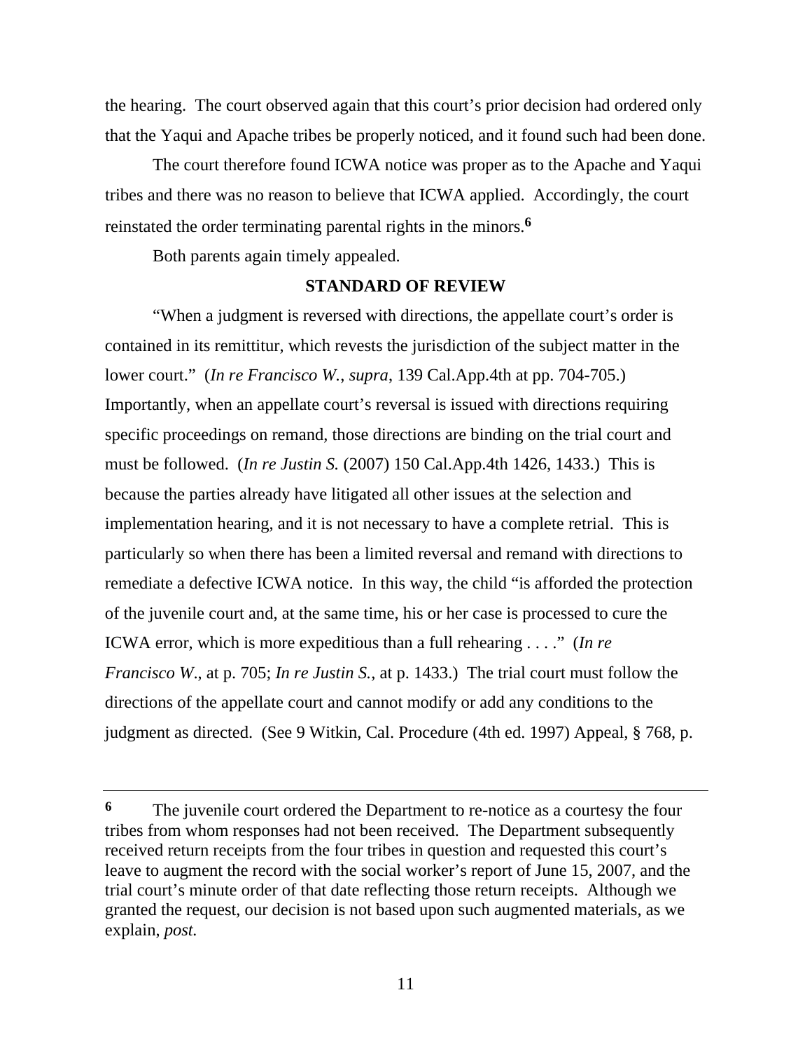the hearing. The court observed again that this court's prior decision had ordered only that the Yaqui and Apache tribes be properly noticed, and it found such had been done.

The court therefore found ICWA notice was proper as to the Apache and Yaqui tribes and there was no reason to believe that ICWA applied. Accordingly, the court reinstated the order terminating parental rights in the minors.[6]

Both parents again timely appealed.

## STANDARD OF REVIEW

"When a judgment is reversed with directions, the appellate court's order is contained in its remittitur, which revests the jurisdiction of the subject matter in the lower court." (*In re Francisco W., supra*, 139 Cal.App.4th at pp. 704-705.) Importantly, when an appellate court's reversal is issued with directions requiring specific proceedings on remand, those directions are binding on the trial court and must be followed. (*In re Justin S.* (2007) 150 Cal.App.4th 1426, 1433.) This is because the parties already have litigated all other issues at the selection and implementation hearing, and it is not necessary to have a complete retrial. This is particularly so when there has been a limited reversal and remand with directions to remediate a defective ICWA notice. In this way, the child "is afforded the protection of the juvenile court and, at the same time, his or her case is processed to cure the ICWA error, which is more expeditious than a full rehearing . . . ." (*In re Francisco W*., at p. 705; *In re Justin S.*, at p. 1433.) The trial court must follow the directions of the appellate court and cannot modify or add any conditions to the judgment as directed. (See 9 Witkin, Cal. Procedure (4th ed. 1997) Appeal, § 768, p.

---

[6] The juvenile court ordered the Department to re-notice as a courtesy the four tribes from whom responses had not been received. The Department subsequently received return receipts from the four tribes in question and requested this court's leave to augment the record with the social worker's report of June 15, 2007, and the trial court's minute order of that date reflecting those return receipts. Although we granted the request, our decision is not based upon such augmented materials, as we explain, *post.*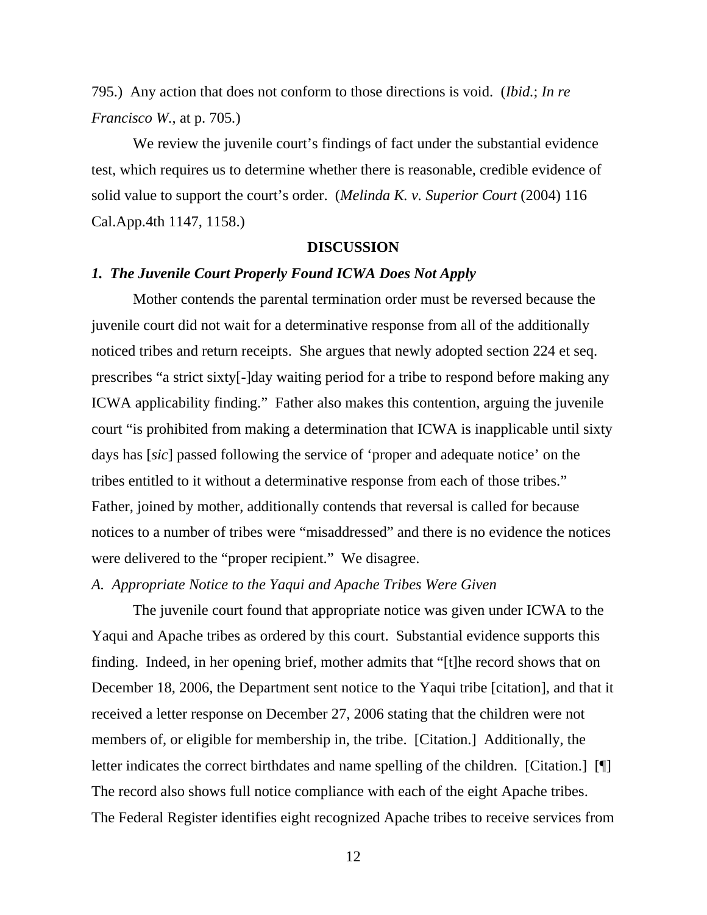795.) Any action that does not conform to those directions is void. (*Ibid.*; *In re Francisco W.*, at p. 705.)

We review the juvenile court's findings of fact under the substantial evidence test, which requires us to determine whether there is reasonable, credible evidence of solid value to support the court's order. (*Melinda K. v. Superior Court* (2004) 116 Cal.App.4th 1147, 1158.)

**DISCUSSION**

***1. The Juvenile Court Properly Found ICWA Does Not Apply***

Mother contends the parental termination order must be reversed because the juvenile court did not wait for a determinative response from all of the additionally noticed tribes and return receipts. She argues that newly adopted section 224 et seq. prescribes "a strict sixty[-]day waiting period for a tribe to respond before making any ICWA applicability finding." Father also makes this contention, arguing the juvenile court "is prohibited from making a determination that ICWA is inapplicable until sixty days has [*sic*] passed following the service of 'proper and adequate notice' on the tribes entitled to it without a determinative response from each of those tribes." Father, joined by mother, additionally contends that reversal is called for because notices to a number of tribes were "misaddressed" and there is no evidence the notices were delivered to the "proper recipient." We disagree.

*A. Appropriate Notice to the Yaqui and Apache Tribes Were Given*

The juvenile court found that appropriate notice was given under ICWA to the Yaqui and Apache tribes as ordered by this court. Substantial evidence supports this finding. Indeed, in her opening brief, mother admits that "[t]he record shows that on December 18, 2006, the Department sent notice to the Yaqui tribe [citation], and that it received a letter response on December 27, 2006 stating that the children were not members of, or eligible for membership in, the tribe. [Citation.] Additionally, the letter indicates the correct birthdates and name spelling of the children. [Citation.] [¶] The record also shows full notice compliance with each of the eight Apache tribes. The Federal Register identifies eight recognized Apache tribes to receive services from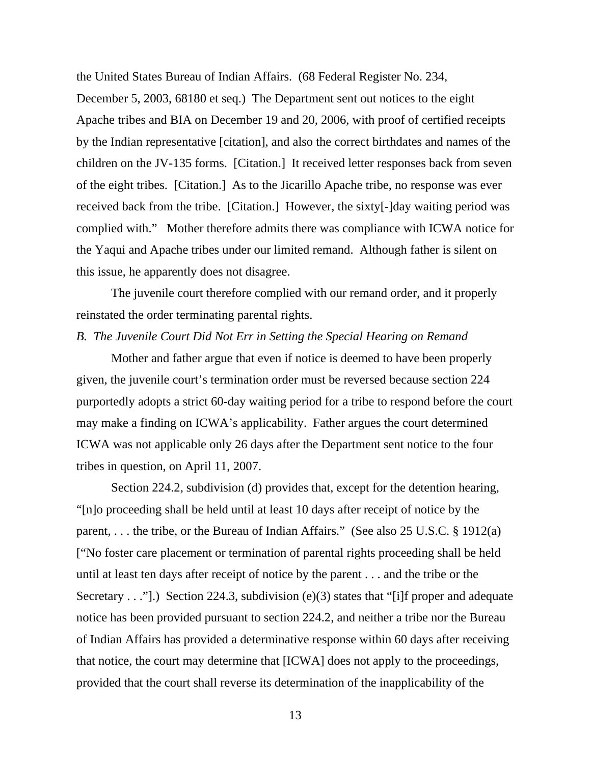the United States Bureau of Indian Affairs. (68 Federal Register No. 234, December 5, 2003, 68180 et seq.) The Department sent out notices to the eight Apache tribes and BIA on December 19 and 20, 2006, with proof of certified receipts by the Indian representative [citation], and also the correct birthdates and names of the children on the JV-135 forms. [Citation.] It received letter responses back from seven of the eight tribes. [Citation.] As to the Jicarillo Apache tribe, no response was ever received back from the tribe. [Citation.] However, the sixty[-]day waiting period was complied with." Mother therefore admits there was compliance with ICWA notice for the Yaqui and Apache tribes under our limited remand. Although father is silent on this issue, he apparently does not disagree.

The juvenile court therefore complied with our remand order, and it properly reinstated the order terminating parental rights.

*B. The Juvenile Court Did Not Err in Setting the Special Hearing on Remand*

Mother and father argue that even if notice is deemed to have been properly given, the juvenile court's termination order must be reversed because section 224 purportedly adopts a strict 60-day waiting period for a tribe to respond before the court may make a finding on ICWA's applicability. Father argues the court determined ICWA was not applicable only 26 days after the Department sent notice to the four tribes in question, on April 11, 2007.

Section 224.2, subdivision (d) provides that, except for the detention hearing, "[n]o proceeding shall be held until at least 10 days after receipt of notice by the parent, . . . the tribe, or the Bureau of Indian Affairs." (See also 25 U.S.C. § 1912(a) ["No foster care placement or termination of parental rights proceeding shall be held until at least ten days after receipt of notice by the parent . . . and the tribe or the Secretary . . ."].) Section 224.3, subdivision (e)(3) states that "[i]f proper and adequate notice has been provided pursuant to section 224.2, and neither a tribe nor the Bureau of Indian Affairs has provided a determinative response within 60 days after receiving that notice, the court may determine that [ICWA] does not apply to the proceedings, provided that the court shall reverse its determination of the inapplicability of the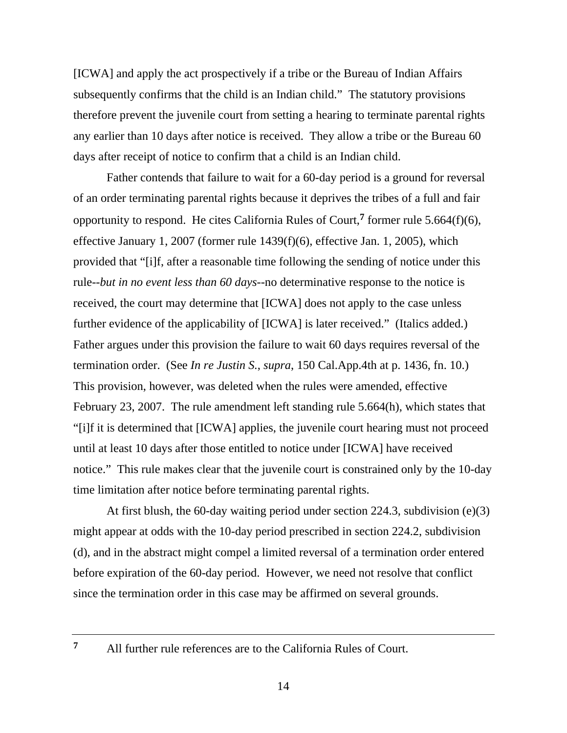[ICWA] and apply the act prospectively if a tribe or the Bureau of Indian Affairs subsequently confirms that the child is an Indian child." The statutory provisions therefore prevent the juvenile court from setting a hearing to terminate parental rights any earlier than 10 days after notice is received. They allow a tribe or the Bureau 60 days after receipt of notice to confirm that a child is an Indian child.

Father contends that failure to wait for a 60-day period is a ground for reversal of an order terminating parental rights because it deprives the tribes of a full and fair opportunity to respond. He cites California Rules of Court,[7] former rule 5.664(f)(6), effective January 1, 2007 (former rule 1439(f)(6), effective Jan. 1, 2005), which provided that "[i]f, after a reasonable time following the sending of notice under this rule--*but in no event less than 60 days*--no determinative response to the notice is received, the court may determine that [ICWA] does not apply to the case unless further evidence of the applicability of [ICWA] is later received." (Italics added.) Father argues under this provision the failure to wait 60 days requires reversal of the termination order. (See *In re Justin S.*, *supra*, 150 Cal.App.4th at p. 1436, fn. 10.) This provision, however, was deleted when the rules were amended, effective February 23, 2007. The rule amendment left standing rule 5.664(h), which states that "[i]f it is determined that [ICWA] applies, the juvenile court hearing must not proceed until at least 10 days after those entitled to notice under [ICWA] have received notice." This rule makes clear that the juvenile court is constrained only by the 10-day time limitation after notice before terminating parental rights.

At first blush, the 60-day waiting period under section 224.3, subdivision (e)(3) might appear at odds with the 10-day period prescribed in section 224.2, subdivision (d), and in the abstract might compel a limited reversal of a termination order entered before expiration of the 60-day period. However, we need not resolve that conflict since the termination order in this case may be affirmed on several grounds.

---

[7] All further rule references are to the California Rules of Court.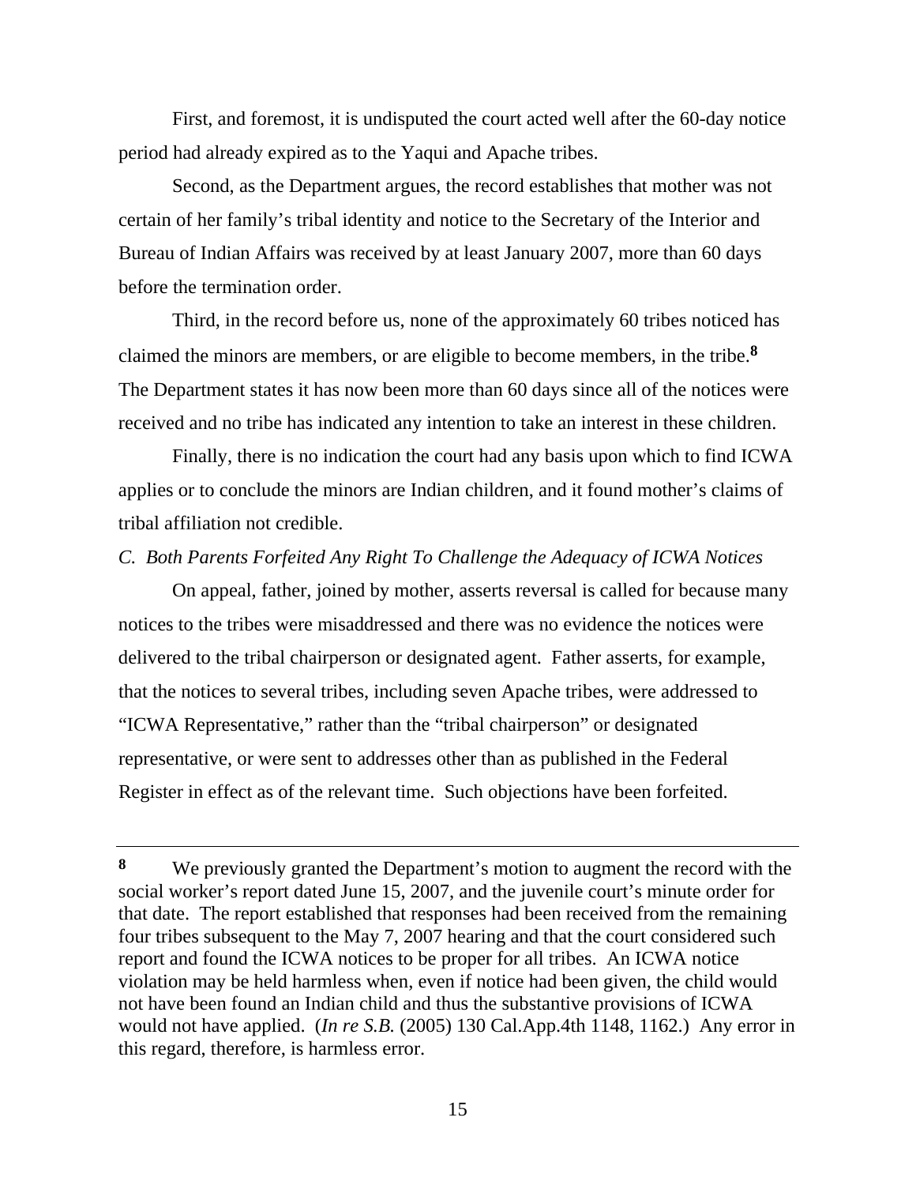First, and foremost, it is undisputed the court acted well after the 60-day notice period had already expired as to the Yaqui and Apache tribes.

Second, as the Department argues, the record establishes that mother was not certain of her family's tribal identity and notice to the Secretary of the Interior and Bureau of Indian Affairs was received by at least January 2007, more than 60 days before the termination order.

Third, in the record before us, none of the approximately 60 tribes noticed has claimed the minors are members, or are eligible to become members, in the tribe.[8] The Department states it has now been more than 60 days since all of the notices were received and no tribe has indicated any intention to take an interest in these children.

Finally, there is no indication the court had any basis upon which to find ICWA applies or to conclude the minors are Indian children, and it found mother's claims of tribal affiliation not credible.

*C. Both Parents Forfeited Any Right To Challenge the Adequacy of ICWA Notices*

On appeal, father, joined by mother, asserts reversal is called for because many notices to the tribes were misaddressed and there was no evidence the notices were delivered to the tribal chairperson or designated agent. Father asserts, for example, that the notices to several tribes, including seven Apache tribes, were addressed to "ICWA Representative," rather than the "tribal chairperson" or designated representative, or were sent to addresses other than as published in the Federal Register in effect as of the relevant time. Such objections have been forfeited.

---

**8** We previously granted the Department's motion to augment the record with the social worker's report dated June 15, 2007, and the juvenile court's minute order for that date. The report established that responses had been received from the remaining four tribes subsequent to the May 7, 2007 hearing and that the court considered such report and found the ICWA notices to be proper for all tribes. An ICWA notice violation may be held harmless when, even if notice had been given, the child would not have been found an Indian child and thus the substantive provisions of ICWA would not have applied. (*In re S.B.* (2005) 130 Cal.App.4th 1148, 1162.) Any error in this regard, therefore, is harmless error.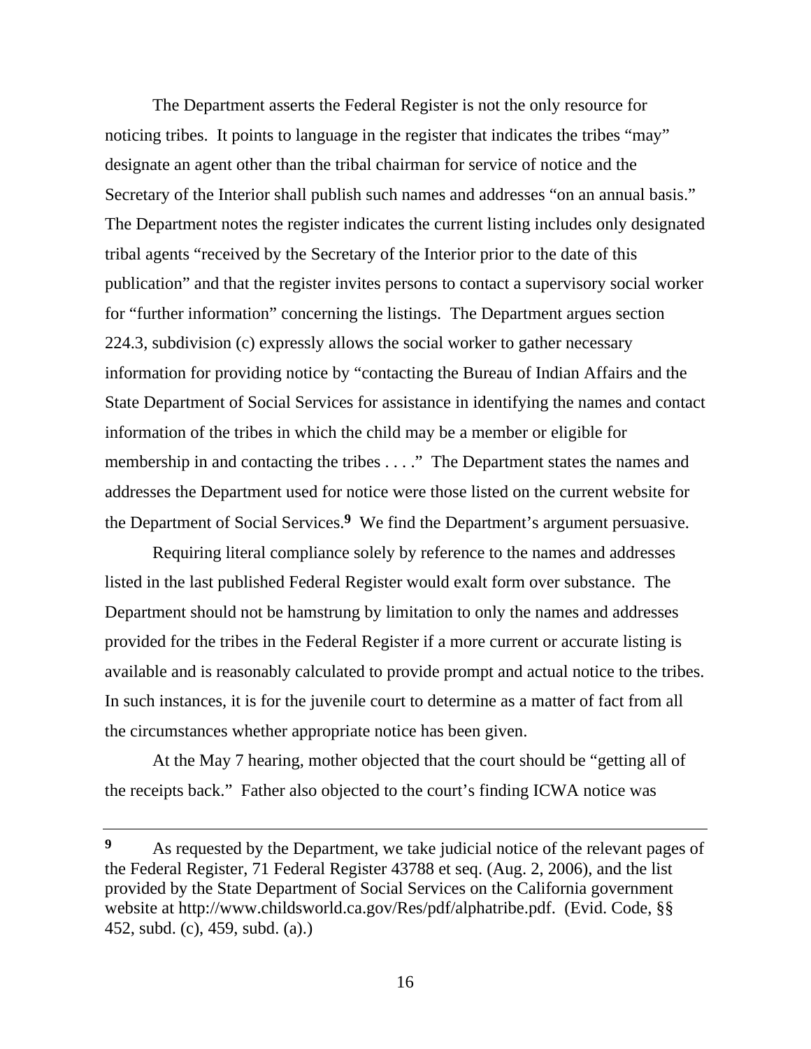The Department asserts the Federal Register is not the only resource for noticing tribes. It points to language in the register that indicates the tribes "may" designate an agent other than the tribal chairman for service of notice and the Secretary of the Interior shall publish such names and addresses "on an annual basis." The Department notes the register indicates the current listing includes only designated tribal agents "received by the Secretary of the Interior prior to the date of this publication" and that the register invites persons to contact a supervisory social worker for "further information" concerning the listings. The Department argues section 224.3, subdivision (c) expressly allows the social worker to gather necessary information for providing notice by "contacting the Bureau of Indian Affairs and the State Department of Social Services for assistance in identifying the names and contact information of the tribes in which the child may be a member or eligible for membership in and contacting the tribes . . . ." The Department states the names and addresses the Department used for notice were those listed on the current website for the Department of Social Services.[9] We find the Department's argument persuasive.

Requiring literal compliance solely by reference to the names and addresses listed in the last published Federal Register would exalt form over substance. The Department should not be hamstrung by limitation to only the names and addresses provided for the tribes in the Federal Register if a more current or accurate listing is available and is reasonably calculated to provide prompt and actual notice to the tribes. In such instances, it is for the juvenile court to determine as a matter of fact from all the circumstances whether appropriate notice has been given.

At the May 7 hearing, mother objected that the court should be "getting all of the receipts back." Father also objected to the court's finding ICWA notice was

---

[9] As requested by the Department, we take judicial notice of the relevant pages of the Federal Register, 71 Federal Register 43788 et seq. (Aug. 2, 2006), and the list provided by the State Department of Social Services on the California government website at http://www.childsworld.ca.gov/Res/pdf/alphatribe.pdf. (Evid. Code, §§ 452, subd. (c), 459, subd. (a).)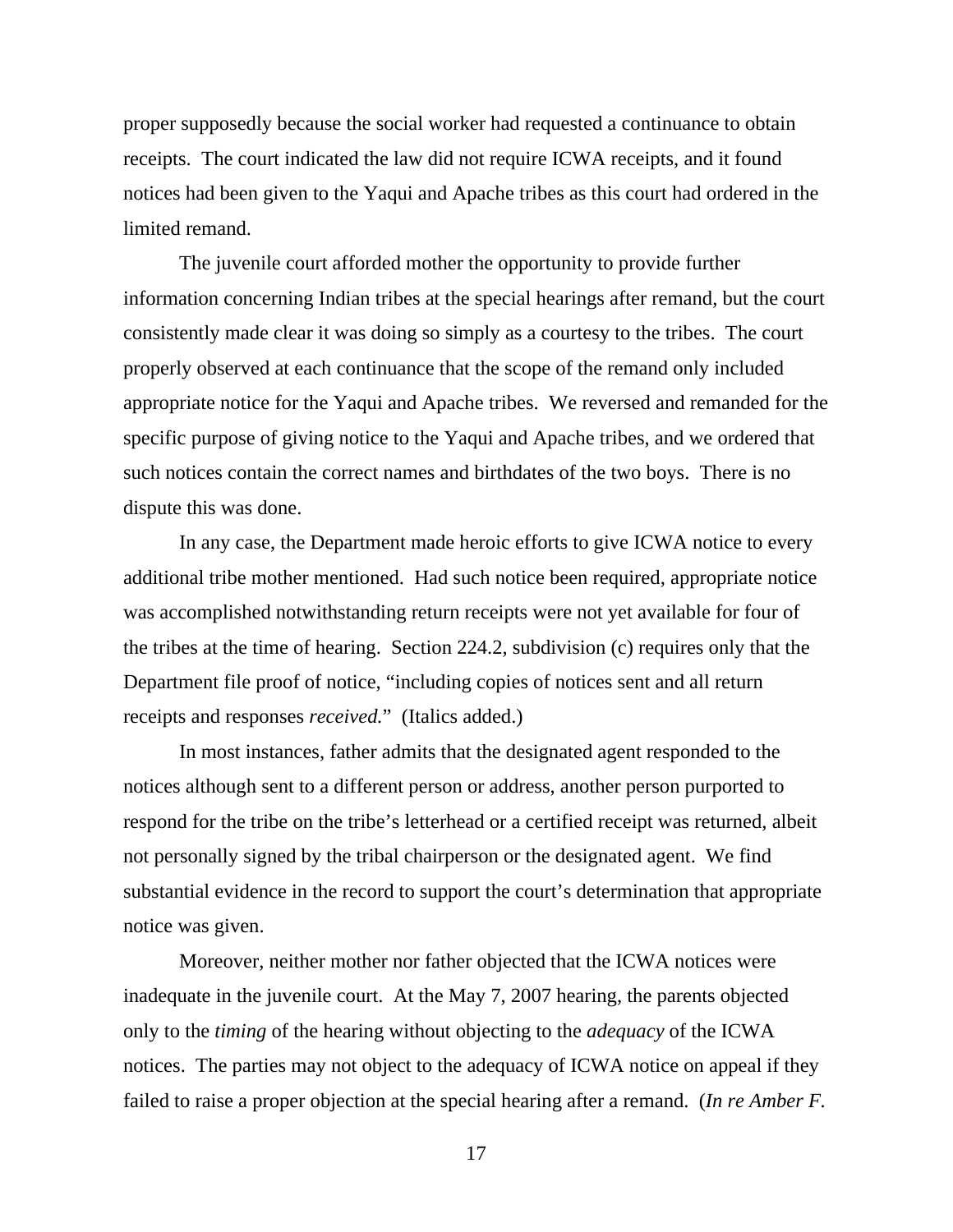proper supposedly because the social worker had requested a continuance to obtain receipts. The court indicated the law did not require ICWA receipts, and it found notices had been given to the Yaqui and Apache tribes as this court had ordered in the limited remand.

The juvenile court afforded mother the opportunity to provide further information concerning Indian tribes at the special hearings after remand, but the court consistently made clear it was doing so simply as a courtesy to the tribes. The court properly observed at each continuance that the scope of the remand only included appropriate notice for the Yaqui and Apache tribes. We reversed and remanded for the specific purpose of giving notice to the Yaqui and Apache tribes, and we ordered that such notices contain the correct names and birthdates of the two boys. There is no dispute this was done.

In any case, the Department made heroic efforts to give ICWA notice to every additional tribe mother mentioned. Had such notice been required, appropriate notice was accomplished notwithstanding return receipts were not yet available for four of the tribes at the time of hearing. Section 224.2, subdivision (c) requires only that the Department file proof of notice, "including copies of notices sent and all return receipts and responses *received.*" (Italics added.)

In most instances, father admits that the designated agent responded to the notices although sent to a different person or address, another person purported to respond for the tribe on the tribe's letterhead or a certified receipt was returned, albeit not personally signed by the tribal chairperson or the designated agent. We find substantial evidence in the record to support the court's determination that appropriate notice was given.

Moreover, neither mother nor father objected that the ICWA notices were inadequate in the juvenile court. At the May 7, 2007 hearing, the parents objected only to the *timing* of the hearing without objecting to the *adequacy* of the ICWA notices. The parties may not object to the adequacy of ICWA notice on appeal if they failed to raise a proper objection at the special hearing after a remand. (*In re Amber F.*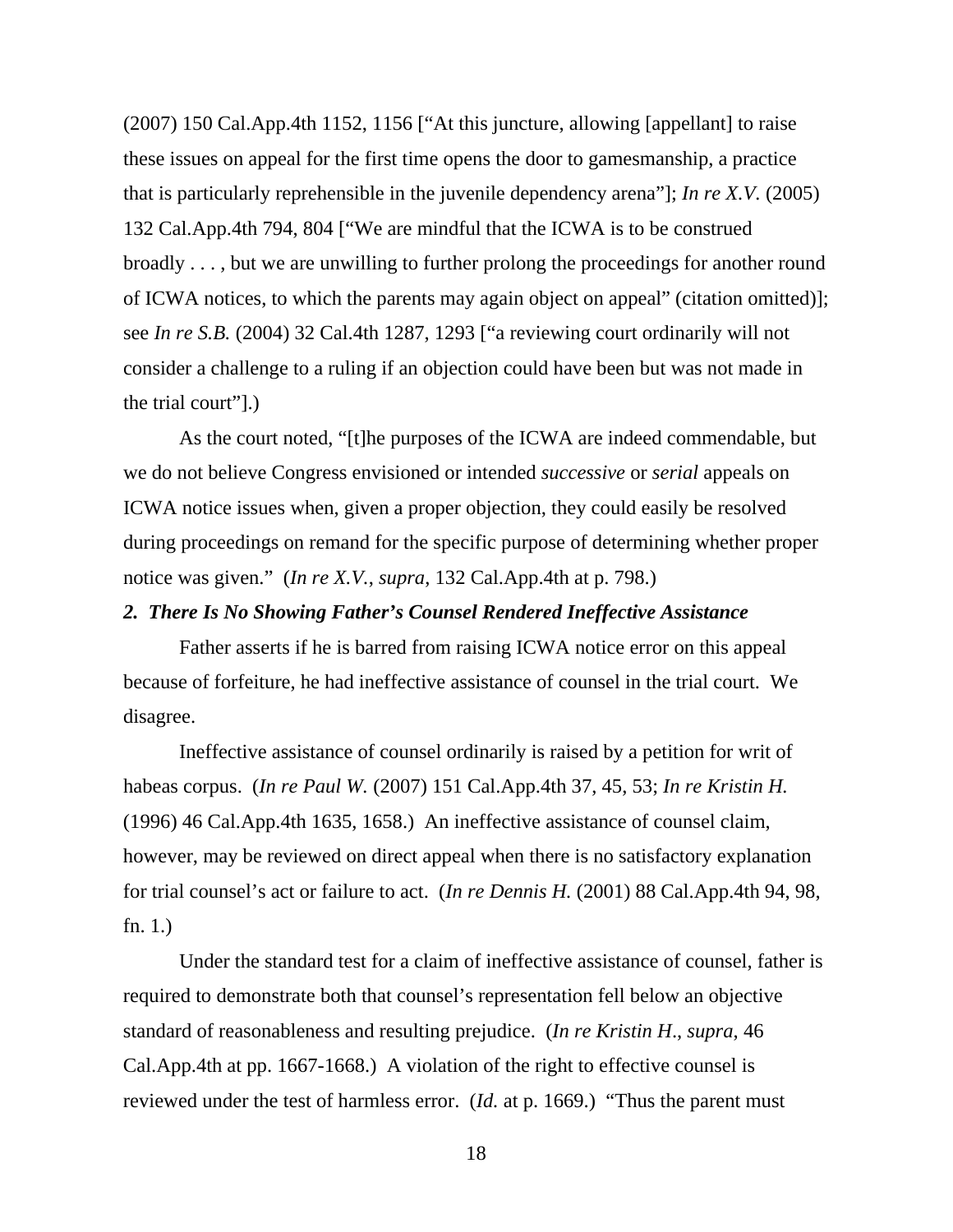(2007) 150 Cal.App.4th 1152, 1156 ["At this juncture, allowing [appellant] to raise these issues on appeal for the first time opens the door to gamesmanship, a practice that is particularly reprehensible in the juvenile dependency arena"]; *In re X.V.* (2005) 132 Cal.App.4th 794, 804 ["We are mindful that the ICWA is to be construed broadly . . . , but we are unwilling to further prolong the proceedings for another round of ICWA notices, to which the parents may again object on appeal" (citation omitted)]; see *In re S.B.* (2004) 32 Cal.4th 1287, 1293 ["a reviewing court ordinarily will not consider a challenge to a ruling if an objection could have been but was not made in the trial court"].)

As the court noted, "[t]he purposes of the ICWA are indeed commendable, but we do not believe Congress envisioned or intended *successive* or *serial* appeals on ICWA notice issues when, given a proper objection, they could easily be resolved during proceedings on remand for the specific purpose of determining whether proper notice was given." (*In re X.V.*, *supra*, 132 Cal.App.4th at p. 798.)

***2. There Is No Showing Father's Counsel Rendered Ineffective Assistance***

Father asserts if he is barred from raising ICWA notice error on this appeal because of forfeiture, he had ineffective assistance of counsel in the trial court. We disagree.

Ineffective assistance of counsel ordinarily is raised by a petition for writ of habeas corpus. (*In re Paul W.* (2007) 151 Cal.App.4th 37, 45, 53; *In re Kristin H.* (1996) 46 Cal.App.4th 1635, 1658.) An ineffective assistance of counsel claim, however, may be reviewed on direct appeal when there is no satisfactory explanation for trial counsel's act or failure to act. (*In re Dennis H.* (2001) 88 Cal.App.4th 94, 98, fn. 1.)

Under the standard test for a claim of ineffective assistance of counsel, father is required to demonstrate both that counsel's representation fell below an objective standard of reasonableness and resulting prejudice. (*In re Kristin H.*, *supra*, 46 Cal.App.4th at pp. 1667-1668.) A violation of the right to effective counsel is reviewed under the test of harmless error. (*Id.* at p. 1669.) "Thus the parent must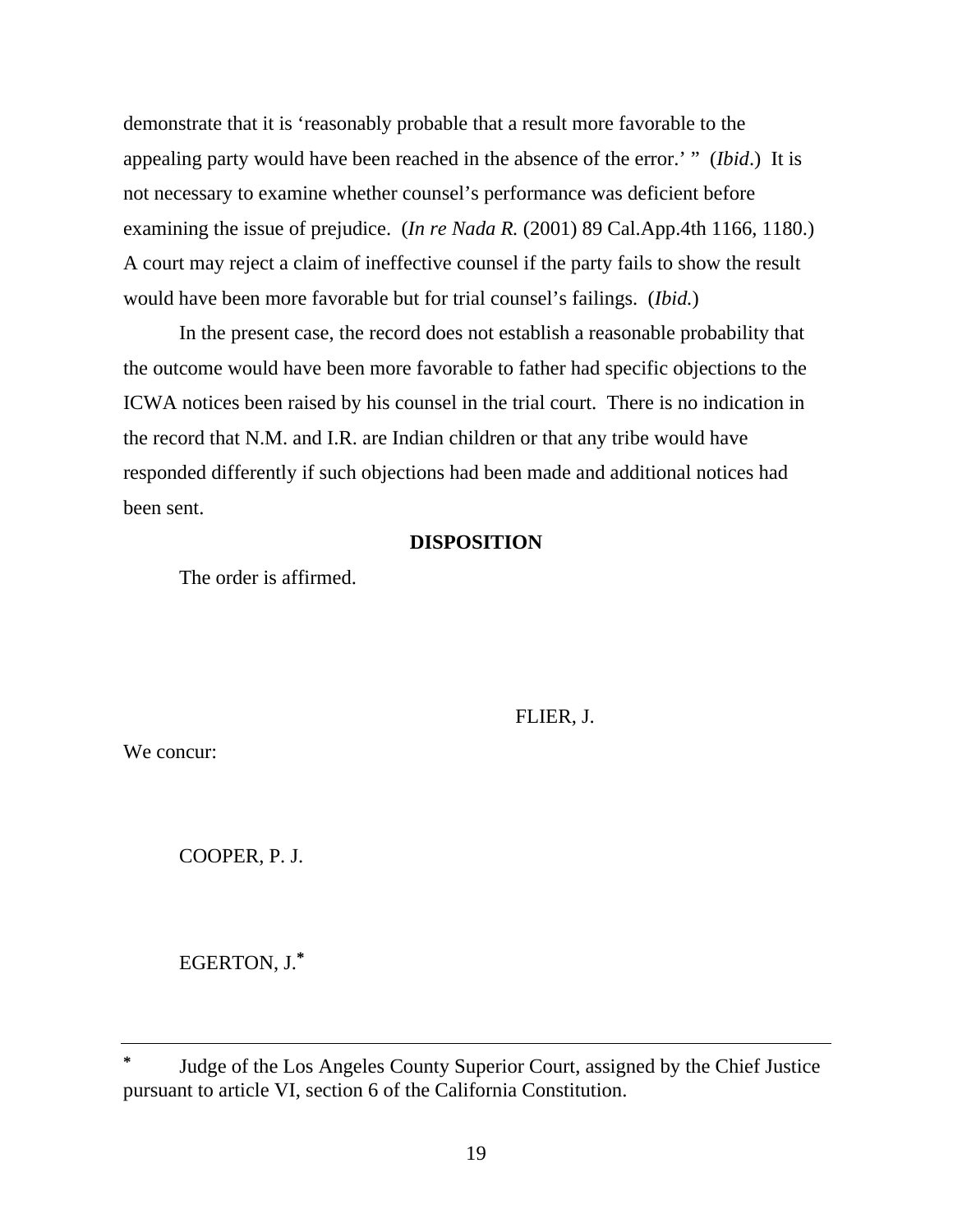demonstrate that it is 'reasonably probable that a result more favorable to the appealing party would have been reached in the absence of the error.' " (*Ibid*.) It is not necessary to examine whether counsel's performance was deficient before examining the issue of prejudice. (*In re Nada R.* (2001) 89 Cal.App.4th 1166, 1180.) A court may reject a claim of ineffective counsel if the party fails to show the result would have been more favorable but for trial counsel's failings. (*Ibid.*)

In the present case, the record does not establish a reasonable probability that the outcome would have been more favorable to father had specific objections to the ICWA notices been raised by his counsel in the trial court. There is no indication in the record that N.M. and I.R. are Indian children or that any tribe would have responded differently if such objections had been made and additional notices had been sent.

**DISPOSITION**

The order is affirmed.

FLIER, J.

We concur:

COOPER, P. J.

EGERTON, J.*

---

* Judge of the Los Angeles County Superior Court, assigned by the Chief Justice pursuant to article VI, section 6 of the California Constitution.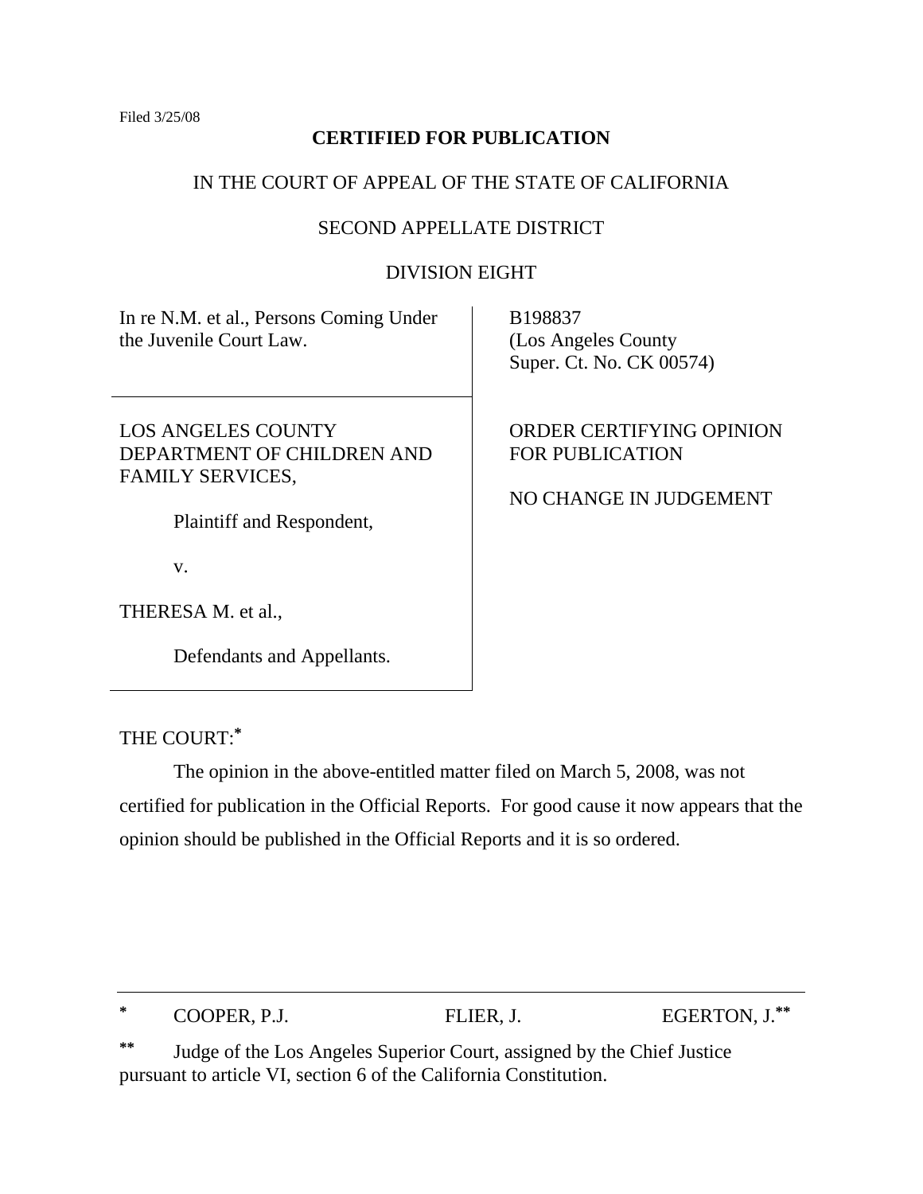Filed 3/25/08

**CERTIFIED FOR PUBLICATION**

IN THE COURT OF APPEAL OF THE STATE OF CALIFORNIA

SECOND APPELLATE DISTRICT

DIVISION EIGHT

| | |
|---|---|
| In re N.M. et al., Persons Coming Under the Juvenile Court Law. | B198837 (Los Angeles County Super. Ct. No. CK 00574) |
| LOS ANGELES COUNTY DEPARTMENT OF CHILDREN AND FAMILY SERVICES, Plaintiff and Respondent, v. THERESA M. et al., Defendants and Appellants. | ORDER CERTIFYING OPINION FOR PUBLICATION<br><br>NO CHANGE IN JUDGEMENT |

THE COURT:*

The opinion in the above-entitled matter filed on March 5, 2008, was not certified for publication in the Official Reports. For good cause it now appears that the opinion should be published in the Official Reports and it is so ordered.

---

\* COOPER, P.J. FLIER, J. EGERTON, J.**

** Judge of the Los Angeles Superior Court, assigned by the Chief Justice pursuant to article VI, section 6 of the California Constitution.